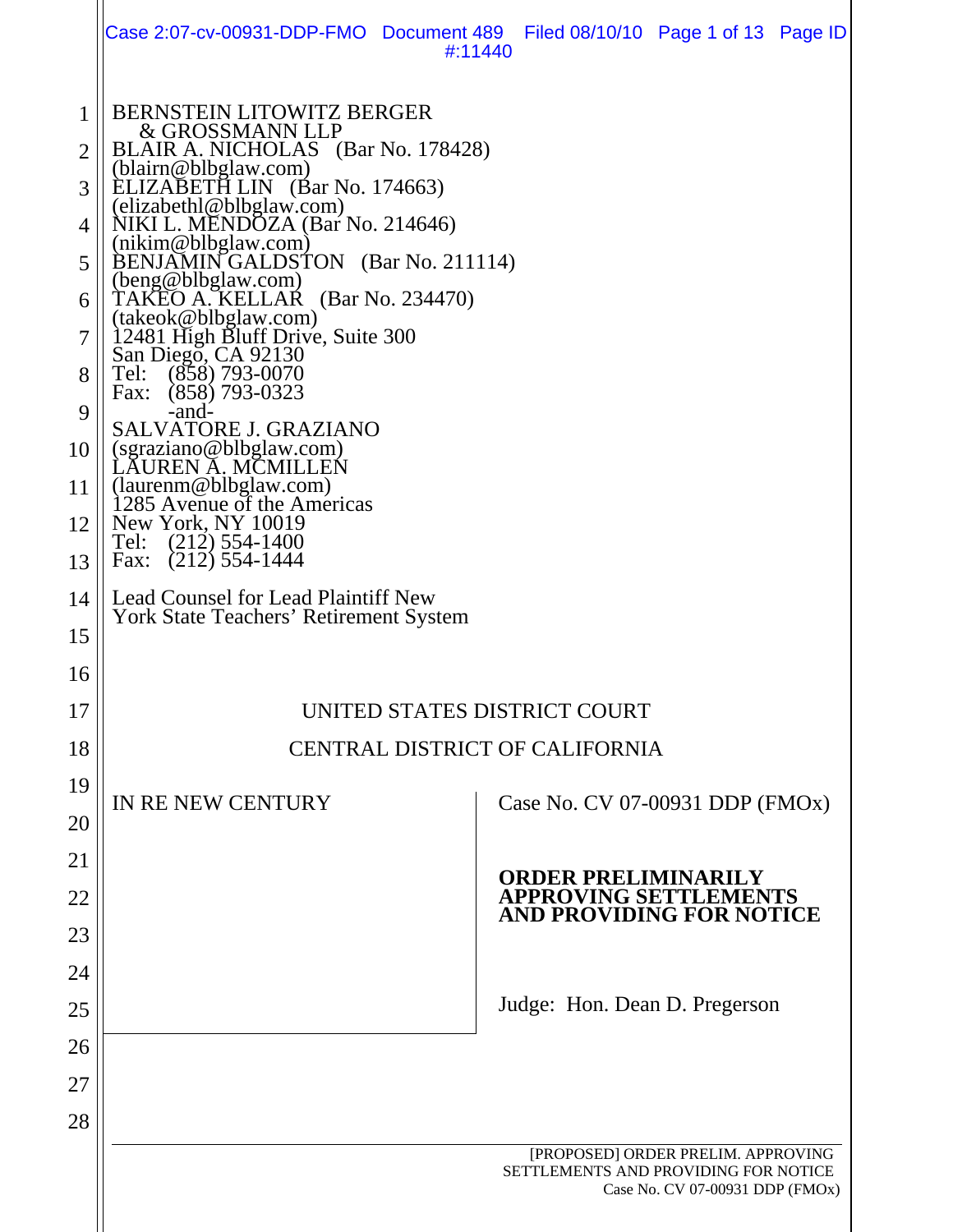BERNSTEIN LITOWITZ BERGER & GROSSMANN LLP
BLAIR A. NICHOLAS (Bar No. 178428)
(blairn@blbglaw.com)
ELIZABETH LIN (Bar No. 174663)
(elizabethl@blbglaw.com)
NIKI L. MENDOZA (Bar No. 214646)
(nikim@blbglaw.com)
BENJAMIN GALDSTON (Bar No. 211114)
(beng@blbglaw.com)
TAKEO A. KELLAR (Bar No. 234470)
(takeok@blbglaw.com)
12481 High Bluff Drive, Suite 300
San Diego, CA 92130
Tel: (858) 793-0070
Fax: (858) 793-0323
-and-
SALVATORE J. GRAZIANO
(sgraziano@blbglaw.com)
LAUREN A. MCMILLEN
(laurenm@blbglaw.com)
1285 Avenue of the Americas
New York, NY 10019
Tel: (212) 554-1400
Fax: (212) 554-1444

Lead Counsel for Lead Plaintiff New York State Teachers' Retirement System

UNITED STATES DISTRICT COURT

CENTRAL DISTRICT OF CALIFORNIA

IN RE NEW CENTURY

Case No. CV 07-00931 DDP (FMOx)

**ORDER PRELIMINARILY APPROVING SETTLEMENTS AND PROVIDING FOR NOTICE**

Judge: Hon. Dean D. Pregerson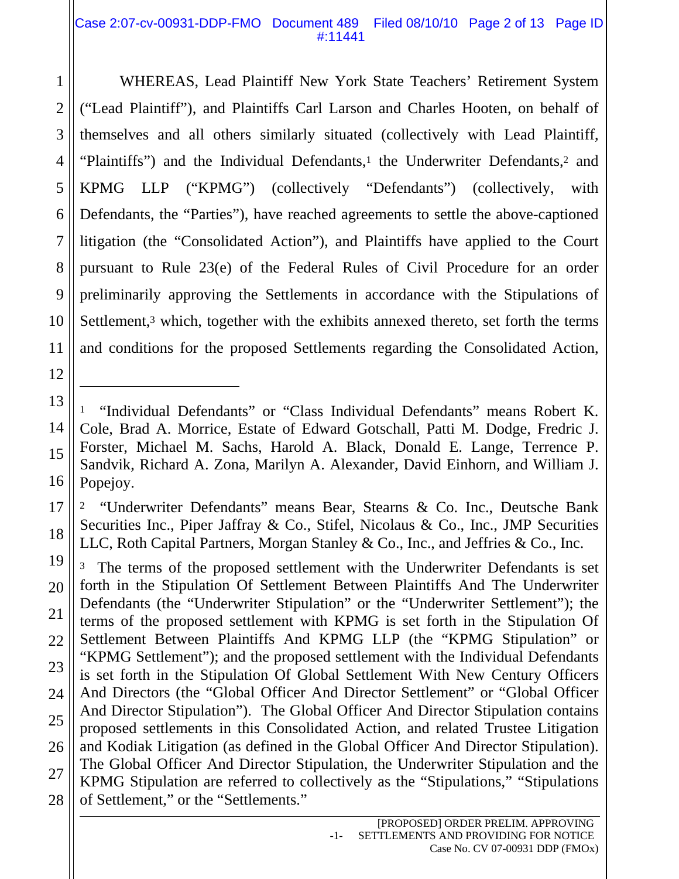WHEREAS, Lead Plaintiff New York State Teachers' Retirement System ("Lead Plaintiff"), and Plaintiffs Carl Larson and Charles Hooten, on behalf of themselves and all others similarly situated (collectively with Lead Plaintiff, "Plaintiffs") and the Individual Defendants,[1] the Underwriter Defendants,[2] and KPMG LLP ("KPMG") (collectively "Defendants") (collectively, with Defendants, the "Parties"), have reached agreements to settle the above-captioned litigation (the "Consolidated Action"), and Plaintiffs have applied to the Court pursuant to Rule 23(e) of the Federal Rules of Civil Procedure for an order preliminarily approving the Settlements in accordance with the Stipulations of Settlement,[3] which, together with the exhibits annexed thereto, set forth the terms and conditions for the proposed Settlements regarding the Consolidated Action,

---

[1] "Individual Defendants" or "Class Individual Defendants" means Robert K. Cole, Brad A. Morrice, Estate of Edward Gotschall, Patti M. Dodge, Fredric J. Forster, Michael M. Sachs, Harold A. Black, Donald E. Lange, Terrence P. Sandvik, Richard A. Zona, Marilyn A. Alexander, David Einhorn, and William J. Popejoy.

[2] "Underwriter Defendants" means Bear, Stearns & Co. Inc., Deutsche Bank Securities Inc., Piper Jaffray & Co., Stifel, Nicolaus & Co., Inc., JMP Securities LLC, Roth Capital Partners, Morgan Stanley & Co., Inc., and Jeffries & Co., Inc.

[3] The terms of the proposed settlement with the Underwriter Defendants is set forth in the Stipulation Of Settlement Between Plaintiffs And The Underwriter Defendants (the "Underwriter Stipulation" or the "Underwriter Settlement"); the terms of the proposed settlement with KPMG is set forth in the Stipulation Of Settlement Between Plaintiffs And KPMG LLP (the "KPMG Stipulation" or "KPMG Settlement"); and the proposed settlement with the Individual Defendants is set forth in the Stipulation Of Global Settlement With New Century Officers And Directors (the "Global Officer And Director Settlement" or "Global Officer And Director Stipulation"). The Global Officer And Director Stipulation contains proposed settlements in this Consolidated Action, and related Trustee Litigation and Kodiak Litigation (as defined in the Global Officer And Director Stipulation). The Global Officer And Director Stipulation, the Underwriter Stipulation and the KPMG Stipulation are referred to collectively as the "Stipulations," "Stipulations of Settlement," or the "Settlements."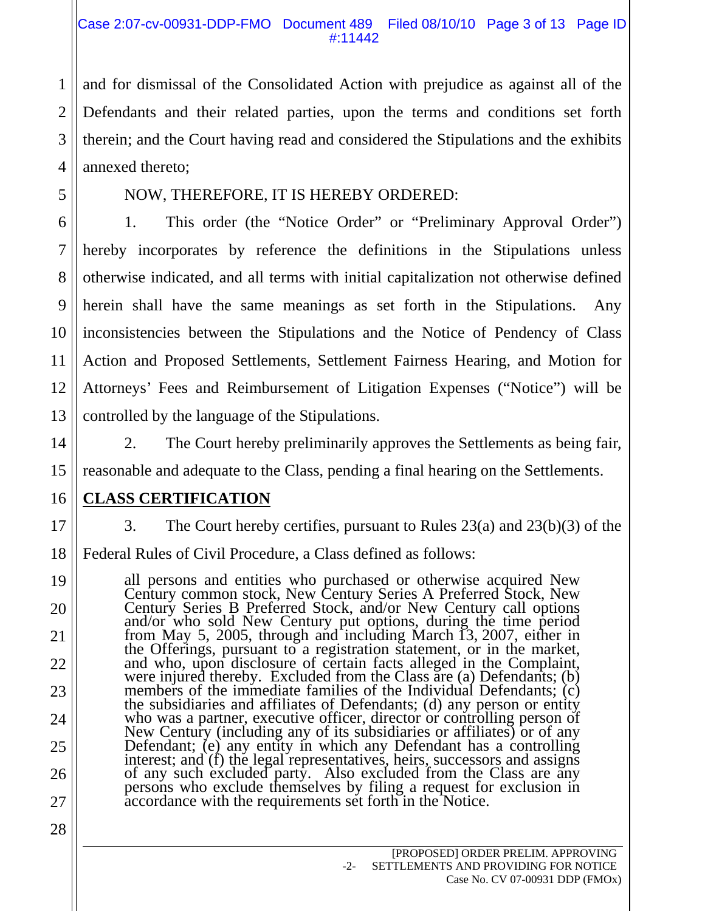and for dismissal of the Consolidated Action with prejudice as against all of the Defendants and their related parties, upon the terms and conditions set forth therein; and the Court having read and considered the Stipulations and the exhibits annexed thereto;

NOW, THEREFORE, IT IS HEREBY ORDERED:

1. This order (the "Notice Order" or "Preliminary Approval Order") hereby incorporates by reference the definitions in the Stipulations unless otherwise indicated, and all terms with initial capitalization not otherwise defined herein shall have the same meanings as set forth in the Stipulations. Any inconsistencies between the Stipulations and the Notice of Pendency of Class Action and Proposed Settlements, Settlement Fairness Hearing, and Motion for Attorneys' Fees and Reimbursement of Litigation Expenses ("Notice") will be controlled by the language of the Stipulations.

2. The Court hereby preliminarily approves the Settlements as being fair, reasonable and adequate to the Class, pending a final hearing on the Settlements.

**CLASS CERTIFICATION**

3. The Court hereby certifies, pursuant to Rules 23(a) and 23(b)(3) of the Federal Rules of Civil Procedure, a Class defined as follows:

> all persons and entities who purchased or otherwise acquired New Century common stock, New Century Series A Preferred Stock, New Century Series B Preferred Stock, and/or New Century call options and/or who sold New Century put options, during the time period from May 5, 2005, through and including March 13, 2007, either in the Offerings, pursuant to a registration statement, or in the market, and who, upon disclosure of certain facts alleged in the Complaint, were injured thereby. Excluded from the Class are (a) Defendants; (b) members of the immediate families of the Individual Defendants; (c) the subsidiaries and affiliates of Defendants; (d) any person or entity who was a partner, executive officer, director or controlling person of New Century (including any of its subsidiaries or affiliates) or of any Defendant; (e) any entity in which any Defendant has a controlling interest; and (f) the legal representatives, heirs, successors and assigns of any such excluded party. Also excluded from the Class are any persons who exclude themselves by filing a request for exclusion in accordance with the requirements set forth in the Notice.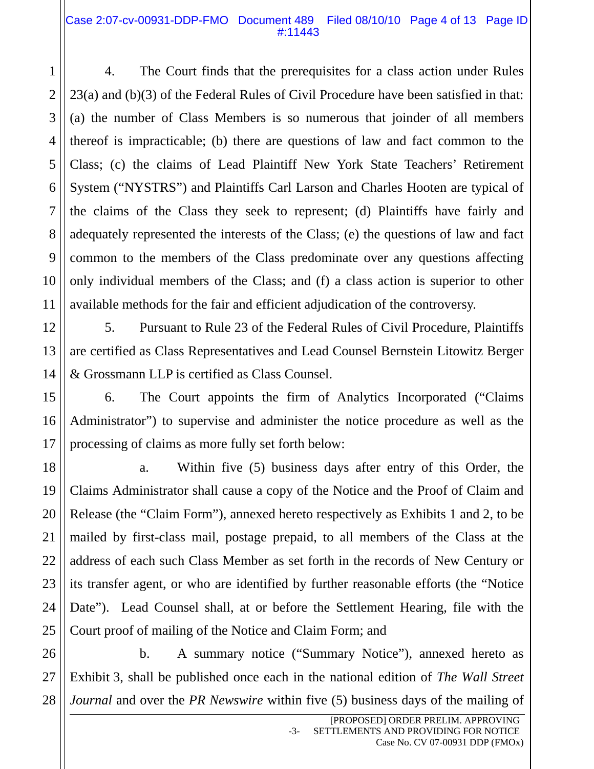4. The Court finds that the prerequisites for a class action under Rules 23(a) and (b)(3) of the Federal Rules of Civil Procedure have been satisfied in that: (a) the number of Class Members is so numerous that joinder of all members thereof is impracticable; (b) there are questions of law and fact common to the Class; (c) the claims of Lead Plaintiff New York State Teachers' Retirement System ("NYSTRS") and Plaintiffs Carl Larson and Charles Hooten are typical of the claims of the Class they seek to represent; (d) Plaintiffs have fairly and adequately represented the interests of the Class; (e) the questions of law and fact common to the members of the Class predominate over any questions affecting only individual members of the Class; and (f) a class action is superior to other available methods for the fair and efficient adjudication of the controversy.

5. Pursuant to Rule 23 of the Federal Rules of Civil Procedure, Plaintiffs are certified as Class Representatives and Lead Counsel Bernstein Litowitz Berger & Grossmann LLP is certified as Class Counsel.

6. The Court appoints the firm of Analytics Incorporated ("Claims Administrator") to supervise and administer the notice procedure as well as the processing of claims as more fully set forth below:

a. Within five (5) business days after entry of this Order, the Claims Administrator shall cause a copy of the Notice and the Proof of Claim and Release (the "Claim Form"), annexed hereto respectively as Exhibits 1 and 2, to be mailed by first-class mail, postage prepaid, to all members of the Class at the address of each such Class Member as set forth in the records of New Century or its transfer agent, or who are identified by further reasonable efforts (the "Notice Date"). Lead Counsel shall, at or before the Settlement Hearing, file with the Court proof of mailing of the Notice and Claim Form; and

b. A summary notice ("Summary Notice"), annexed hereto as Exhibit 3, shall be published once each in the national edition of *The Wall Street Journal* and over the *PR Newswire* within five (5) business days of the mailing of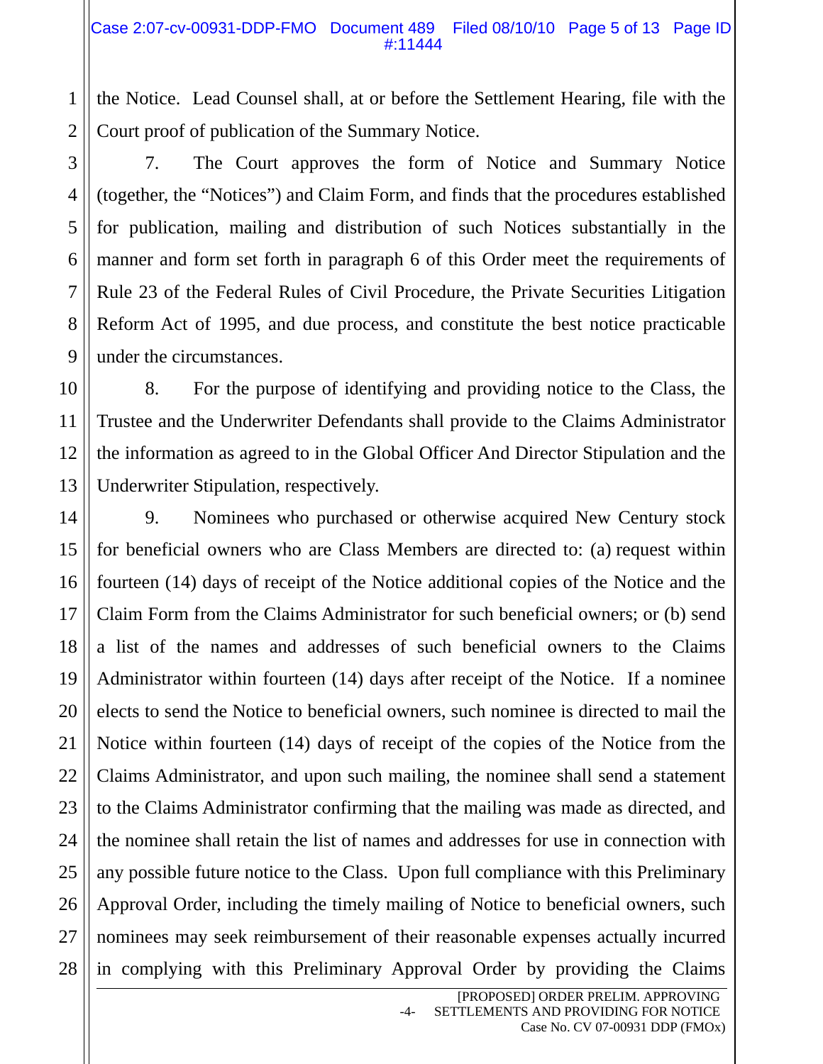the Notice. Lead Counsel shall, at or before the Settlement Hearing, file with the Court proof of publication of the Summary Notice.

7. The Court approves the form of Notice and Summary Notice (together, the "Notices") and Claim Form, and finds that the procedures established for publication, mailing and distribution of such Notices substantially in the manner and form set forth in paragraph 6 of this Order meet the requirements of Rule 23 of the Federal Rules of Civil Procedure, the Private Securities Litigation Reform Act of 1995, and due process, and constitute the best notice practicable under the circumstances.

8. For the purpose of identifying and providing notice to the Class, the Trustee and the Underwriter Defendants shall provide to the Claims Administrator the information as agreed to in the Global Officer And Director Stipulation and the Underwriter Stipulation, respectively.

9. Nominees who purchased or otherwise acquired New Century stock for beneficial owners who are Class Members are directed to: (a) request within fourteen (14) days of receipt of the Notice additional copies of the Notice and the Claim Form from the Claims Administrator for such beneficial owners; or (b) send a list of the names and addresses of such beneficial owners to the Claims Administrator within fourteen (14) days after receipt of the Notice. If a nominee elects to send the Notice to beneficial owners, such nominee is directed to mail the Notice within fourteen (14) days of receipt of the copies of the Notice from the Claims Administrator, and upon such mailing, the nominee shall send a statement to the Claims Administrator confirming that the mailing was made as directed, and the nominee shall retain the list of names and addresses for use in connection with any possible future notice to the Class. Upon full compliance with this Preliminary Approval Order, including the timely mailing of Notice to beneficial owners, such nominees may seek reimbursement of their reasonable expenses actually incurred in complying with this Preliminary Approval Order by providing the Claims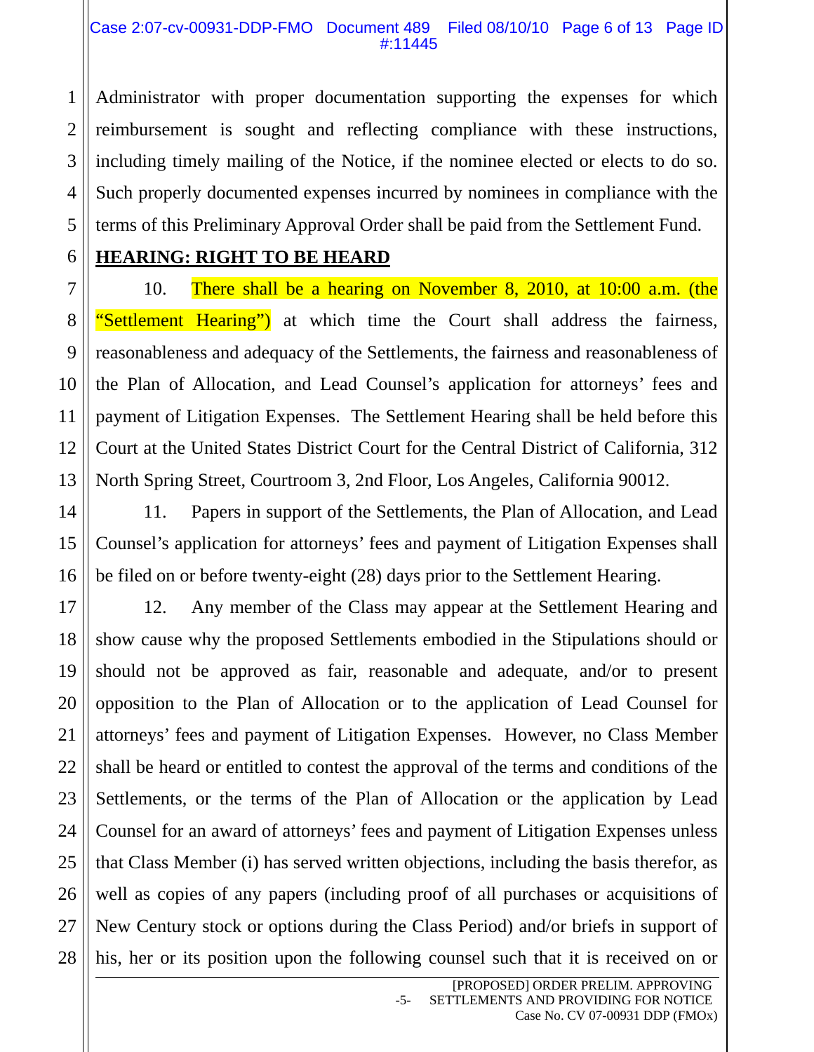Administrator with proper documentation supporting the expenses for which reimbursement is sought and reflecting compliance with these instructions, including timely mailing of the Notice, if the nominee elected or elects to do so. Such properly documented expenses incurred by nominees in compliance with the terms of this Preliminary Approval Order shall be paid from the Settlement Fund.

**HEARING: RIGHT TO BE HEARD**

10. There shall be a hearing on November 8, 2010, at 10:00 a.m. (the "Settlement Hearing") at which time the Court shall address the fairness, reasonableness and adequacy of the Settlements, the fairness and reasonableness of the Plan of Allocation, and Lead Counsel's application for attorneys' fees and payment of Litigation Expenses. The Settlement Hearing shall be held before this Court at the United States District Court for the Central District of California, 312 North Spring Street, Courtroom 3, 2nd Floor, Los Angeles, California 90012.

11. Papers in support of the Settlements, the Plan of Allocation, and Lead Counsel's application for attorneys' fees and payment of Litigation Expenses shall be filed on or before twenty-eight (28) days prior to the Settlement Hearing.

12. Any member of the Class may appear at the Settlement Hearing and show cause why the proposed Settlements embodied in the Stipulations should or should not be approved as fair, reasonable and adequate, and/or to present opposition to the Plan of Allocation or to the application of Lead Counsel for attorneys' fees and payment of Litigation Expenses. However, no Class Member shall be heard or entitled to contest the approval of the terms and conditions of the Settlements, or the terms of the Plan of Allocation or the application by Lead Counsel for an award of attorneys' fees and payment of Litigation Expenses unless that Class Member (i) has served written objections, including the basis therefor, as well as copies of any papers (including proof of all purchases or acquisitions of New Century stock or options during the Class Period) and/or briefs in support of his, her or its position upon the following counsel such that it is received on or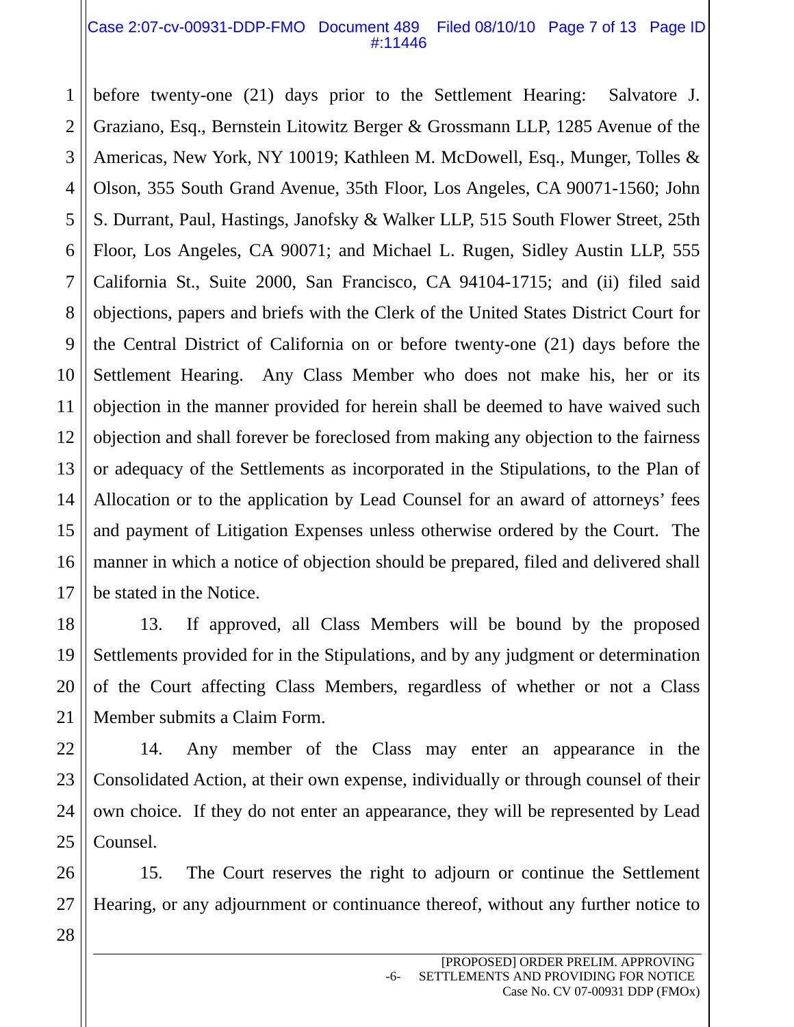before twenty-one (21) days prior to the Settlement Hearing: Salvatore J. Graziano, Esq., Bernstein Litowitz Berger & Grossmann LLP, 1285 Avenue of the Americas, New York, NY 10019; Kathleen M. McDowell, Esq., Munger, Tolles & Olson, 355 South Grand Avenue, 35th Floor, Los Angeles, CA 90071-1560; John S. Durrant, Paul, Hastings, Janofsky & Walker LLP, 515 South Flower Street, 25th Floor, Los Angeles, CA 90071; and Michael L. Rugen, Sidley Austin LLP, 555 California St., Suite 2000, San Francisco, CA 94104-1715; and (ii) filed said objections, papers and briefs with the Clerk of the United States District Court for the Central District of California on or before twenty-one (21) days before the Settlement Hearing. Any Class Member who does not make his, her or its objection in the manner provided for herein shall be deemed to have waived such objection and shall forever be foreclosed from making any objection to the fairness or adequacy of the Settlements as incorporated in the Stipulations, to the Plan of Allocation or to the application by Lead Counsel for an award of attorneys' fees and payment of Litigation Expenses unless otherwise ordered by the Court. The manner in which a notice of objection should be prepared, filed and delivered shall be stated in the Notice.

13. If approved, all Class Members will be bound by the proposed Settlements provided for in the Stipulations, and by any judgment or determination of the Court affecting Class Members, regardless of whether or not a Class Member submits a Claim Form.

14. Any member of the Class may enter an appearance in the Consolidated Action, at their own expense, individually or through counsel of their own choice. If they do not enter an appearance, they will be represented by Lead Counsel.

15. The Court reserves the right to adjourn or continue the Settlement Hearing, or any adjournment or continuance thereof, without any further notice to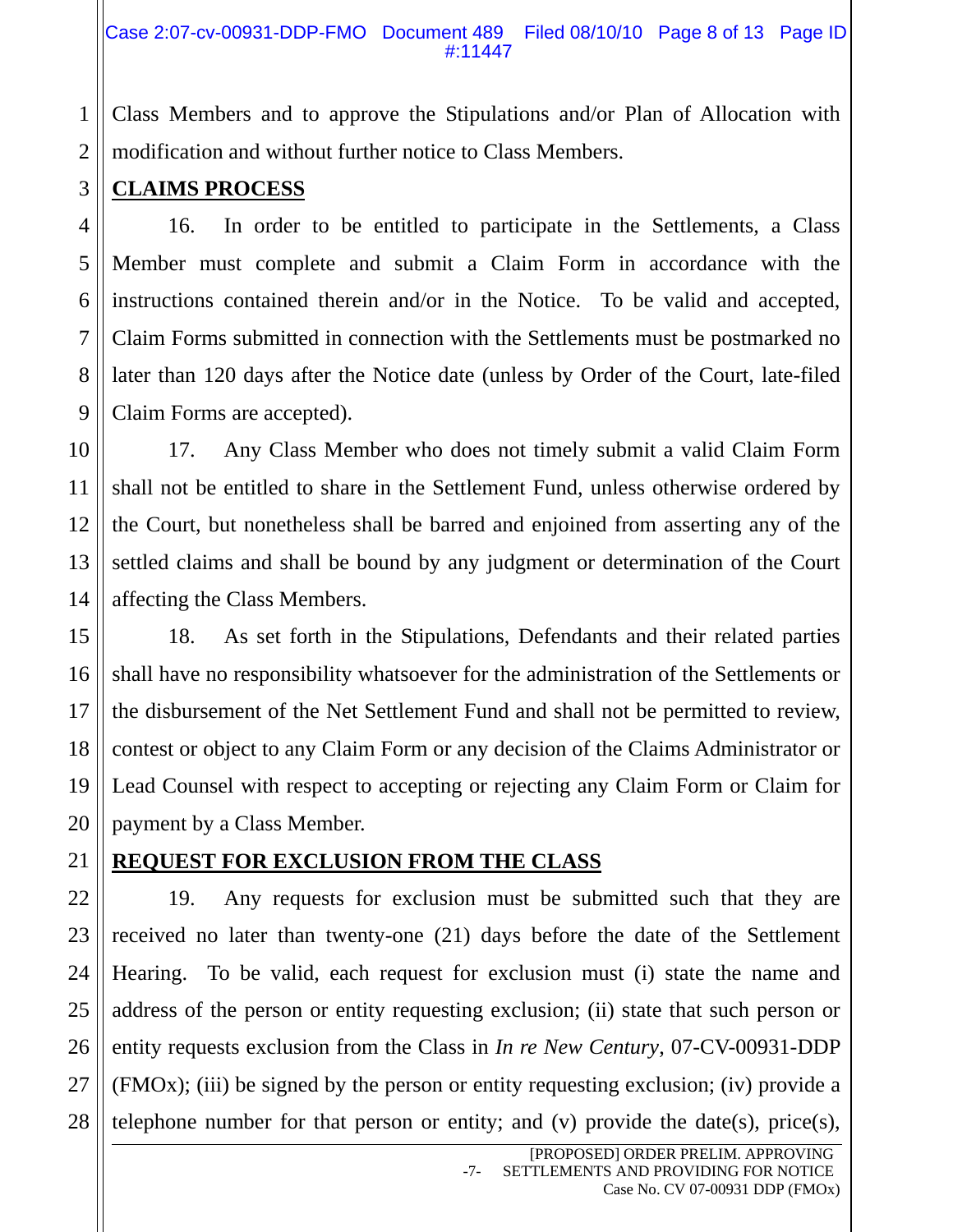Class Members and to approve the Stipulations and/or Plan of Allocation with modification and without further notice to Class Members.

**CLAIMS PROCESS**

16. In order to be entitled to participate in the Settlements, a Class Member must complete and submit a Claim Form in accordance with the instructions contained therein and/or in the Notice. To be valid and accepted, Claim Forms submitted in connection with the Settlements must be postmarked no later than 120 days after the Notice date (unless by Order of the Court, late-filed Claim Forms are accepted).

17. Any Class Member who does not timely submit a valid Claim Form shall not be entitled to share in the Settlement Fund, unless otherwise ordered by the Court, but nonetheless shall be barred and enjoined from asserting any of the settled claims and shall be bound by any judgment or determination of the Court affecting the Class Members.

18. As set forth in the Stipulations, Defendants and their related parties shall have no responsibility whatsoever for the administration of the Settlements or the disbursement of the Net Settlement Fund and shall not be permitted to review, contest or object to any Claim Form or any decision of the Claims Administrator or Lead Counsel with respect to accepting or rejecting any Claim Form or Claim for payment by a Class Member.

**REQUEST FOR EXCLUSION FROM THE CLASS**

19. Any requests for exclusion must be submitted such that they are received no later than twenty-one (21) days before the date of the Settlement Hearing. To be valid, each request for exclusion must (i) state the name and address of the person or entity requesting exclusion; (ii) state that such person or entity requests exclusion from the Class in *In re New Century*, 07-CV-00931-DDP (FMOx); (iii) be signed by the person or entity requesting exclusion; (iv) provide a telephone number for that person or entity; and (v) provide the date(s), price(s),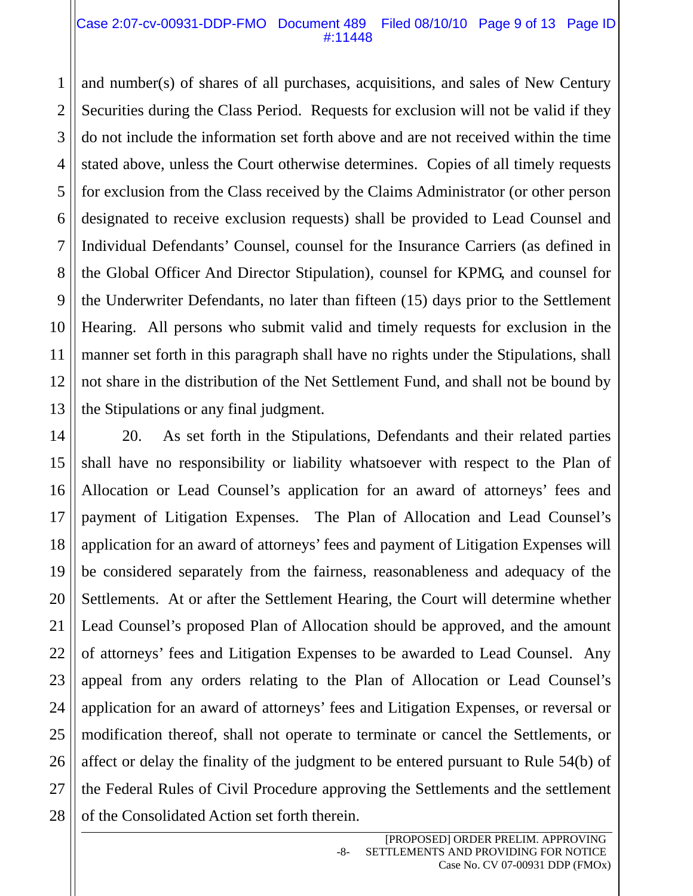and number(s) of shares of all purchases, acquisitions, and sales of New Century Securities during the Class Period. Requests for exclusion will not be valid if they do not include the information set forth above and are not received within the time stated above, unless the Court otherwise determines. Copies of all timely requests for exclusion from the Class received by the Claims Administrator (or other person designated to receive exclusion requests) shall be provided to Lead Counsel and Individual Defendants' Counsel, counsel for the Insurance Carriers (as defined in the Global Officer And Director Stipulation), counsel for KPMG, and counsel for the Underwriter Defendants, no later than fifteen (15) days prior to the Settlement Hearing. All persons who submit valid and timely requests for exclusion in the manner set forth in this paragraph shall have no rights under the Stipulations, shall not share in the distribution of the Net Settlement Fund, and shall not be bound by the Stipulations or any final judgment.

20. As set forth in the Stipulations, Defendants and their related parties shall have no responsibility or liability whatsoever with respect to the Plan of Allocation or Lead Counsel's application for an award of attorneys' fees and payment of Litigation Expenses. The Plan of Allocation and Lead Counsel's application for an award of attorneys' fees and payment of Litigation Expenses will be considered separately from the fairness, reasonableness and adequacy of the Settlements. At or after the Settlement Hearing, the Court will determine whether Lead Counsel's proposed Plan of Allocation should be approved, and the amount of attorneys' fees and Litigation Expenses to be awarded to Lead Counsel. Any appeal from any orders relating to the Plan of Allocation or Lead Counsel's application for an award of attorneys' fees and Litigation Expenses, or reversal or modification thereof, shall not operate to terminate or cancel the Settlements, or affect or delay the finality of the judgment to be entered pursuant to Rule 54(b) of the Federal Rules of Civil Procedure approving the Settlements and the settlement of the Consolidated Action set forth therein.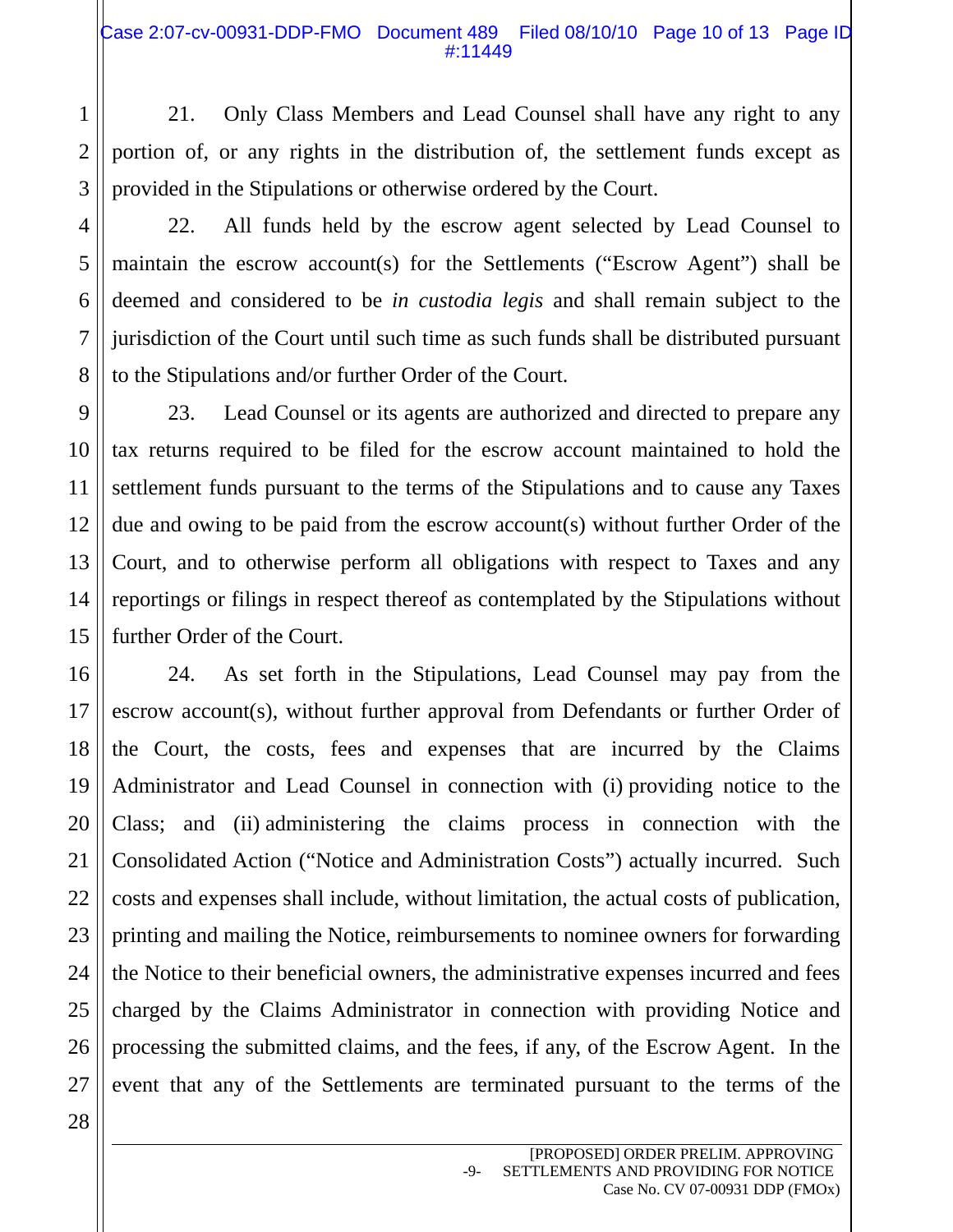21. Only Class Members and Lead Counsel shall have any right to any portion of, or any rights in the distribution of, the settlement funds except as provided in the Stipulations or otherwise ordered by the Court.

22. All funds held by the escrow agent selected by Lead Counsel to maintain the escrow account(s) for the Settlements ("Escrow Agent") shall be deemed and considered to be *in custodia legis* and shall remain subject to the jurisdiction of the Court until such time as such funds shall be distributed pursuant to the Stipulations and/or further Order of the Court.

23. Lead Counsel or its agents are authorized and directed to prepare any tax returns required to be filed for the escrow account maintained to hold the settlement funds pursuant to the terms of the Stipulations and to cause any Taxes due and owing to be paid from the escrow account(s) without further Order of the Court, and to otherwise perform all obligations with respect to Taxes and any reportings or filings in respect thereof as contemplated by the Stipulations without further Order of the Court.

24. As set forth in the Stipulations, Lead Counsel may pay from the escrow account(s), without further approval from Defendants or further Order of the Court, the costs, fees and expenses that are incurred by the Claims Administrator and Lead Counsel in connection with (i) providing notice to the Class; and (ii) administering the claims process in connection with the Consolidated Action ("Notice and Administration Costs") actually incurred. Such costs and expenses shall include, without limitation, the actual costs of publication, printing and mailing the Notice, reimbursements to nominee owners for forwarding the Notice to their beneficial owners, the administrative expenses incurred and fees charged by the Claims Administrator in connection with providing Notice and processing the submitted claims, and the fees, if any, of the Escrow Agent. In the event that any of the Settlements are terminated pursuant to the terms of the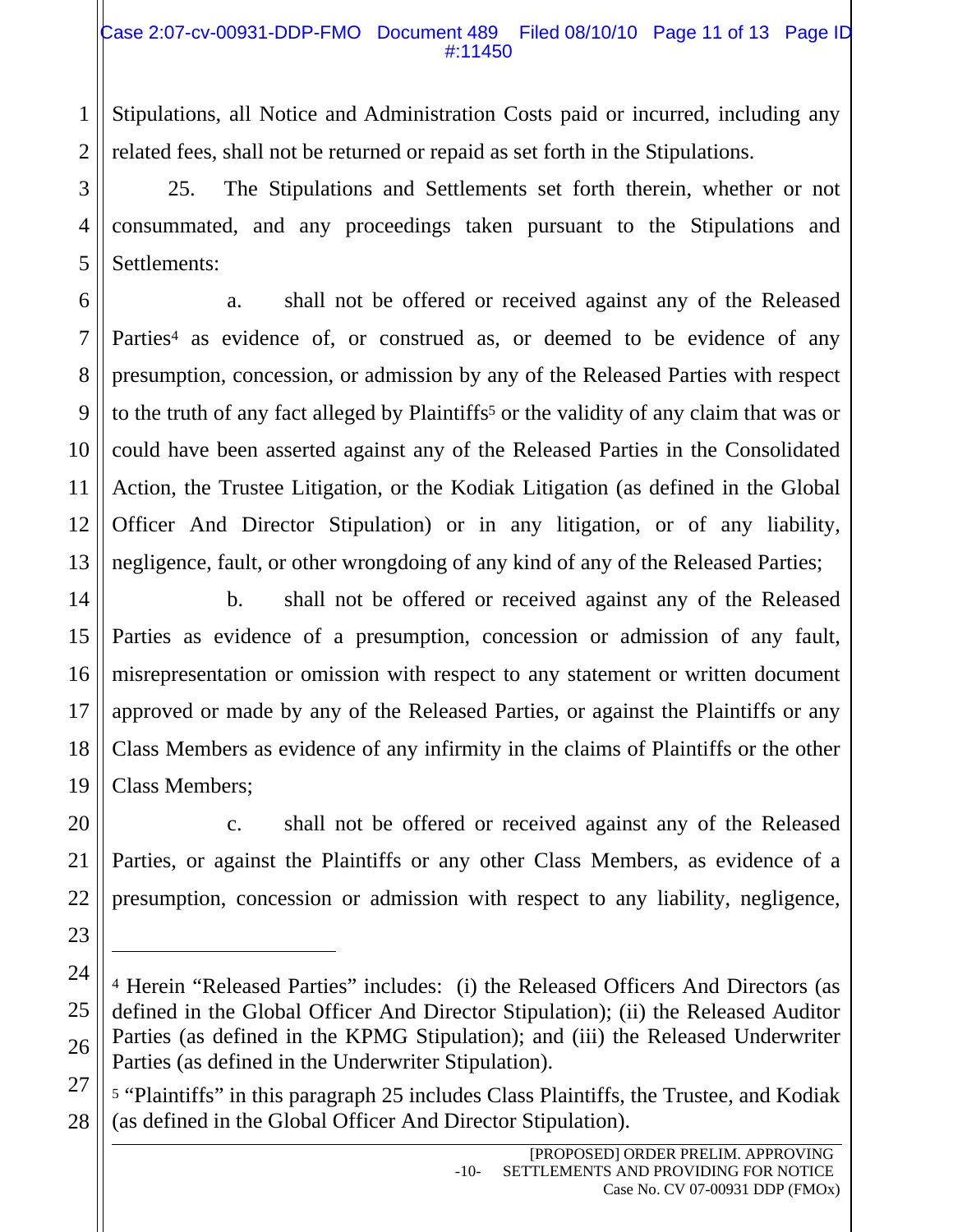Stipulations, all Notice and Administration Costs paid or incurred, including any related fees, shall not be returned or repaid as set forth in the Stipulations.

25. The Stipulations and Settlements set forth therein, whether or not consummated, and any proceedings taken pursuant to the Stipulations and Settlements:

a. shall not be offered or received against any of the Released Parties[4] as evidence of, or construed as, or deemed to be evidence of any presumption, concession, or admission by any of the Released Parties with respect to the truth of any fact alleged by Plaintiffs[5] or the validity of any claim that was or could have been asserted against any of the Released Parties in the Consolidated Action, the Trustee Litigation, or the Kodiak Litigation (as defined in the Global Officer And Director Stipulation) or in any litigation, or of any liability, negligence, fault, or other wrongdoing of any kind of any of the Released Parties;

b. shall not be offered or received against any of the Released Parties as evidence of a presumption, concession or admission of any fault, misrepresentation or omission with respect to any statement or written document approved or made by any of the Released Parties, or against the Plaintiffs or any Class Members as evidence of any infirmity in the claims of Plaintiffs or the other Class Members;

c. shall not be offered or received against any of the Released Parties, or against the Plaintiffs or any other Class Members, as evidence of a presumption, concession or admission with respect to any liability, negligence,

---

[4] Herein "Released Parties" includes: (i) the Released Officers And Directors (as defined in the Global Officer And Director Stipulation); (ii) the Released Auditor Parties (as defined in the KPMG Stipulation); and (iii) the Released Underwriter Parties (as defined in the Underwriter Stipulation).

[5] "Plaintiffs" in this paragraph 25 includes Class Plaintiffs, the Trustee, and Kodiak (as defined in the Global Officer And Director Stipulation).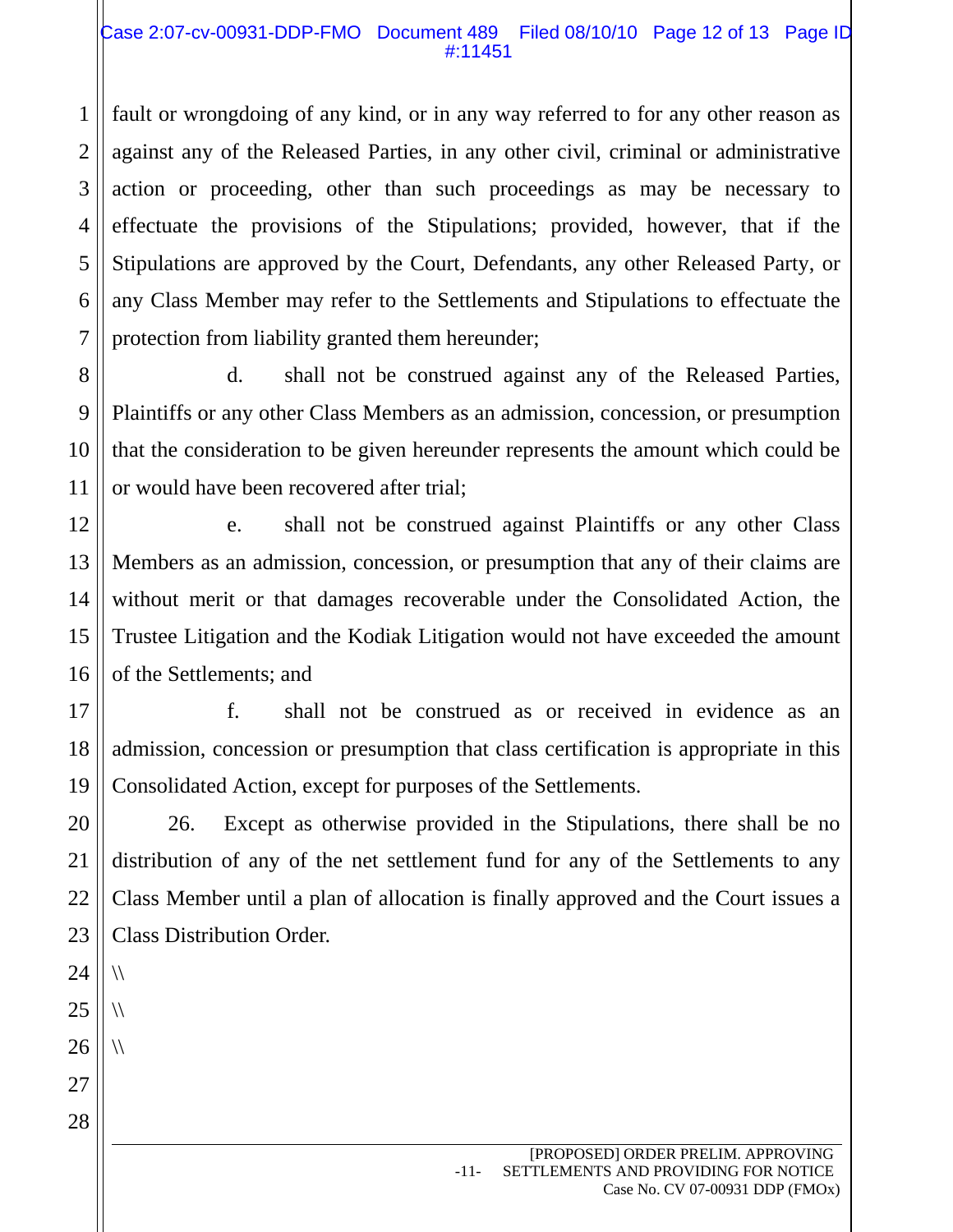fault or wrongdoing of any kind, or in any way referred to for any other reason as against any of the Released Parties, in any other civil, criminal or administrative action or proceeding, other than such proceedings as may be necessary to effectuate the provisions of the Stipulations; provided, however, that if the Stipulations are approved by the Court, Defendants, any other Released Party, or any Class Member may refer to the Settlements and Stipulations to effectuate the protection from liability granted them hereunder;

d. shall not be construed against any of the Released Parties, Plaintiffs or any other Class Members as an admission, concession, or presumption that the consideration to be given hereunder represents the amount which could be or would have been recovered after trial;

e. shall not be construed against Plaintiffs or any other Class Members as an admission, concession, or presumption that any of their claims are without merit or that damages recoverable under the Consolidated Action, the Trustee Litigation and the Kodiak Litigation would not have exceeded the amount of the Settlements; and

f. shall not be construed as or received in evidence as an admission, concession or presumption that class certification is appropriate in this Consolidated Action, except for purposes of the Settlements.

26. Except as otherwise provided in the Stipulations, there shall be no distribution of any of the net settlement fund for any of the Settlements to any Class Member until a plan of allocation is finally approved and the Court issues a Class Distribution Order.

\\

\\

\\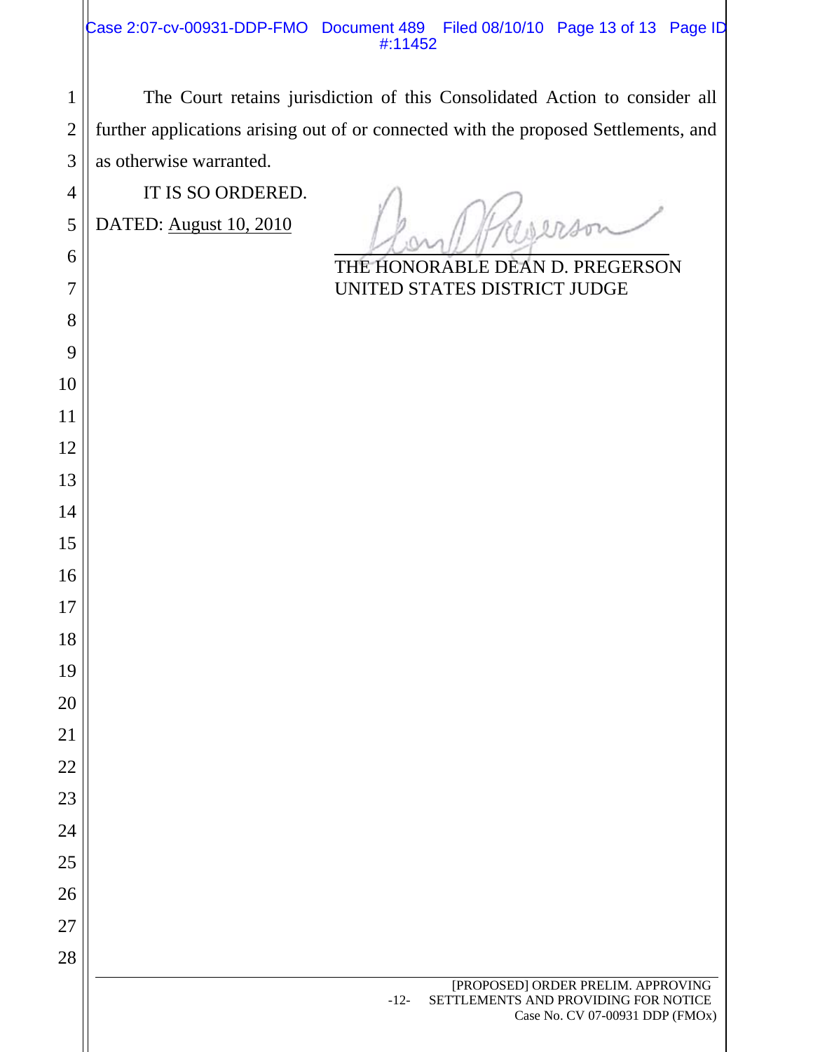The Court retains jurisdiction of this Consolidated Action to consider all further applications arising out of or connected with the proposed Settlements, and as otherwise warranted.

IT IS SO ORDERED.

DATED: August 10, 2010

THE HONORABLE DEAN D. PREGERSON
UNITED STATES DISTRICT JUDGE